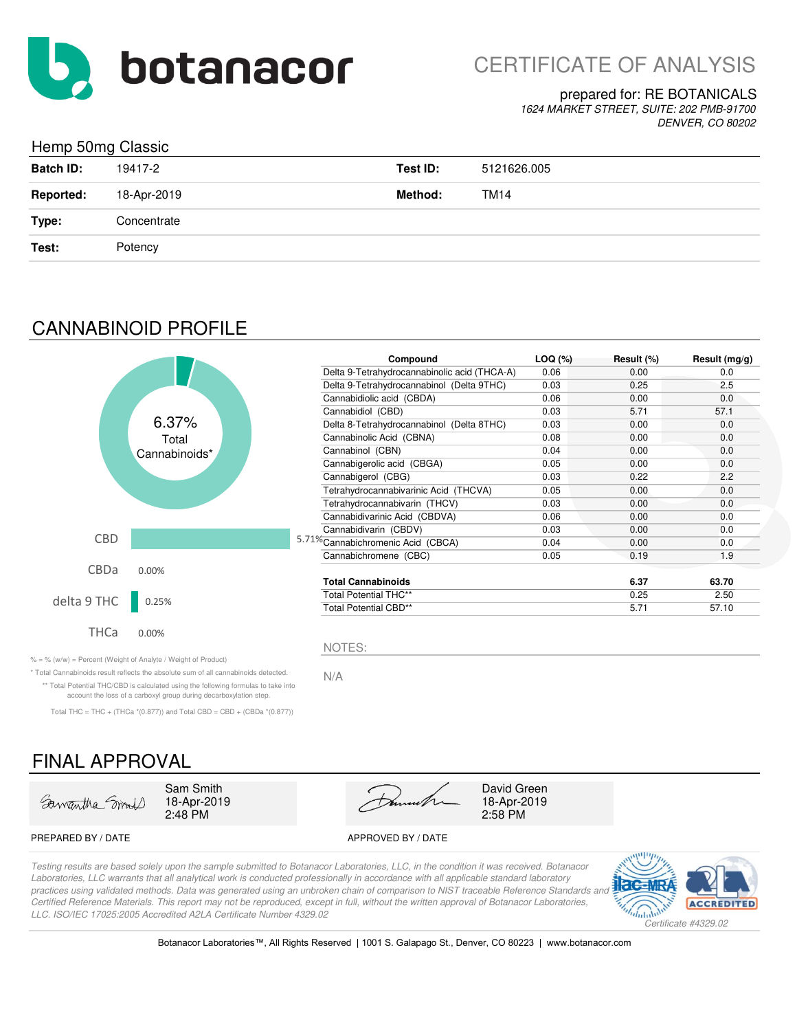# botanacor

# CERTIFICATE OF ANALYSIS

prepared for: RE BOTANICALS

*1624 MARKET STREET, SUITE: 202 PMB-91700*
*DENVER, CO 80202*

## Hemp 50mg Classic

| | | | |
|---|---|---|---|
| **Batch ID:** | 19417-2 | **Test ID:** | 5121626.005 |
| **Reported:** | 18-Apr-2019 | **Method:** | TM14 |
| **Type:** | Concentrate | | |
| **Test:** | Potency | | |

## CANNABINOID PROFILE

6.37% Total Cannabinoids*

| | |
|---|---|
| CBD | 5.71% |
| CBDa | 0.00% |
| delta 9 THC | 0.25% |
| THCa | 0.00% |

| Compound | LOQ (%) | Result (%) | Result (mg/g) |
|---|---|---|---|
| Delta 9-Tetrahydrocannabinolic acid (THCA-A) | 0.06 | 0.00 | 0.0 |
| Delta 9-Tetrahydrocannabinol (Delta 9THC) | 0.03 | 0.25 | 2.5 |
| Cannabidiolic acid (CBDA) | 0.06 | 0.00 | 0.0 |
| Cannabidiol (CBD) | 0.03 | 5.71 | 57.1 |
| Delta 8-Tetrahydrocannabinol (Delta 8THC) | 0.03 | 0.00 | 0.0 |
| Cannabinolic Acid (CBNA) | 0.08 | 0.00 | 0.0 |
| Cannabinol (CBN) | 0.04 | 0.00 | 0.0 |
| Cannabigerolic acid (CBGA) | 0.05 | 0.00 | 0.0 |
| Cannabigerol (CBG) | 0.03 | 0.22 | 2.2 |
| Tetrahydrocannabivarinic Acid (THCVA) | 0.05 | 0.00 | 0.0 |
| Tetrahydrocannabivarin (THCV) | 0.03 | 0.00 | 0.0 |
| Cannabidivarinic Acid (CBDVA) | 0.06 | 0.00 | 0.0 |
| Cannabidivarin (CBDV) | 0.03 | 0.00 | 0.0 |
| Cannabichromenic Acid (CBCA) | 0.04 | 0.00 | 0.0 |
| Cannabichromene (CBC) | 0.05 | 0.19 | 1.9 |
| **Total Cannabinoids** | | **6.37** | **63.70** |
| Total Potential THC** | | 0.25 | 2.50 |
| Total Potential CBD** | | 5.71 | 57.10 |

% = % (w/w) = Percent (Weight of Analyte / Weight of Product)

* Total Cannabinoids result reflects the absolute sum of all cannabinoids detected.

** Total Potential THC/CBD is calculated using the following formulas to take into account the loss of a carboxyl group during decarboxylation step.

Total THC = THC + (THCa *(0.877)) and Total CBD = CBD + (CBDa *(0.877))

NOTES:

N/A

## FINAL APPROVAL

| | |
|---|---|
| Sam Smith<br>18-Apr-2019<br>2:48 PM | David Green<br>18-Apr-2019<br>2:58 PM |
| PREPARED BY / DATE | APPROVED BY / DATE |

*Testing results are based solely upon the sample submitted to Botanacor Laboratories, LLC, in the condition it was received. Botanacor Laboratories, LLC warrants that all analytical work is conducted professionally in accordance with all applicable standard laboratory practices using validated methods. Data was generated using an unbroken chain of comparison to NIST traceable Reference Standards and Certified Reference Materials. This report may not be reproduced, except in full, without the written approval of Botanacor Laboratories, LLC. ISO/IEC 17025:2005 Accredited A2LA Certificate Number 4329.02*

ilac-MRA | A2LA ACCREDITED

*Certificate #4329.02*

Botanacor Laboratories™, All Rights Reserved | 1001 S. Galapago St., Denver, CO 80223 | www.botanacor.com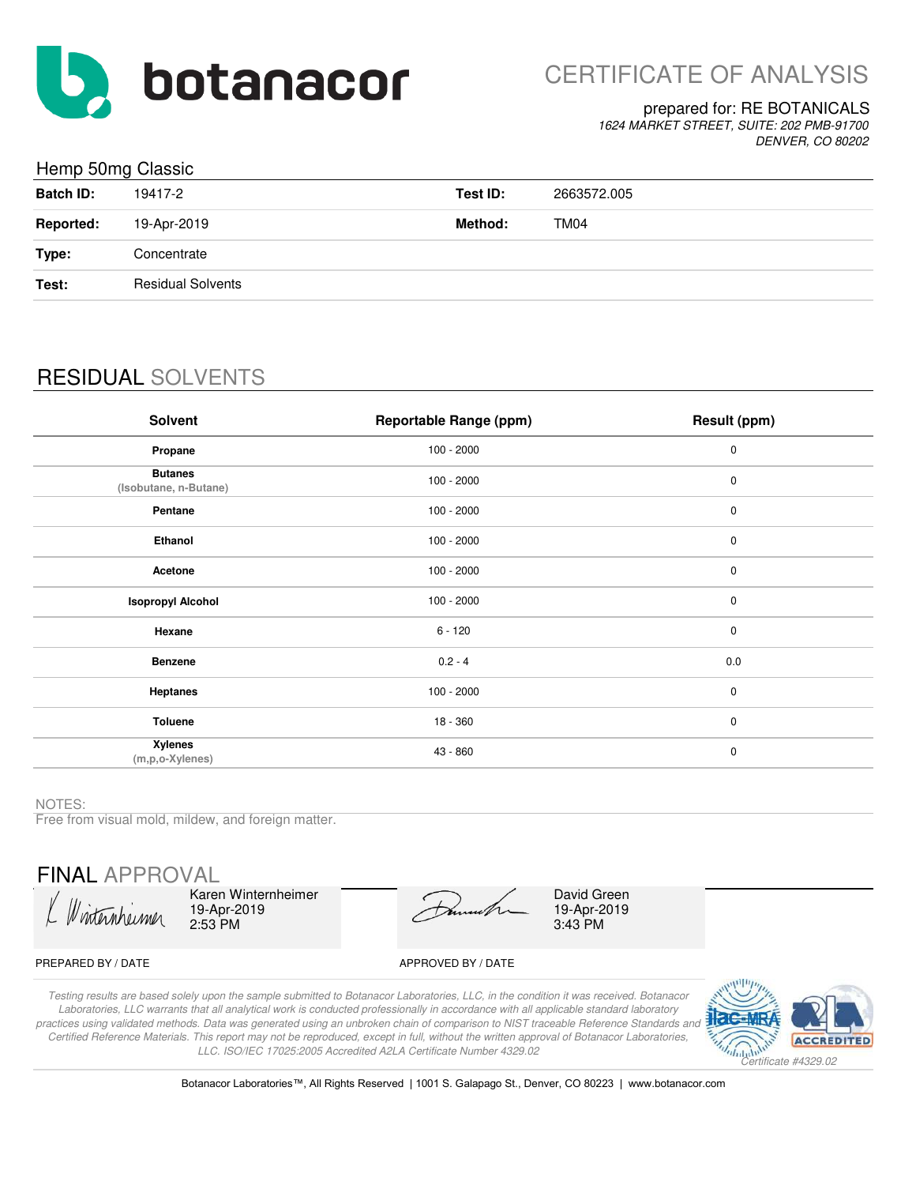botanacor

# CERTIFICATE OF ANALYSIS

prepared for: RE BOTANICALS
*1624 MARKET STREET, SUITE: 202 PMB-91700*
*DENVER, CO 80202*

## Hemp 50mg Classic

| | | | |
|---|---|---|---|
| **Batch ID:** | 19417-2 | **Test ID:** | 2663572.005 |
| **Reported:** | 19-Apr-2019 | **Method:** | TM04 |
| **Type:** | Concentrate | | |
| **Test:** | Residual Solvents | | |

## RESIDUAL SOLVENTS

| Solvent | Reportable Range (ppm) | Result (ppm) |
|---|---|---|
| **Propane** | 100 - 2000 | 0 |
| **Butanes** (Isobutane, n-Butane) | 100 - 2000 | 0 |
| **Pentane** | 100 - 2000 | 0 |
| **Ethanol** | 100 - 2000 | 0 |
| **Acetone** | 100 - 2000 | 0 |
| **Isopropyl Alcohol** | 100 - 2000 | 0 |
| **Hexane** | 6 - 120 | 0 |
| **Benzene** | 0.2 - 4 | 0.0 |
| **Heptanes** | 100 - 2000 | 0 |
| **Toluene** | 18 - 360 | 0 |
| **Xylenes** (m,p,o-Xylenes) | 43 - 860 | 0 |

NOTES:
Free from visual mold, mildew, and foreign matter.

## FINAL APPROVAL

| PREPARED BY / DATE | APPROVED BY / DATE |
|---|---|
| Karen Winternheimer, 19-Apr-2019, 2:53 PM | David Green, 19-Apr-2019, 3:43 PM |

*Testing results are based solely upon the sample submitted to Botanacor Laboratories, LLC, in the condition it was received. Botanacor Laboratories, LLC warrants that all analytical work is conducted professionally in accordance with all applicable standard laboratory practices using validated methods. Data was generated using an unbroken chain of comparison to NIST traceable Reference Standards and Certified Reference Materials. This report may not be reproduced, except in full, without the written approval of Botanacor Laboratories, LLC. ISO/IEC 17025:2005 Accredited A2LA Certificate Number 4329.02*

*Certificate #4329.02*

Botanacor Laboratories™, All Rights Reserved | 1001 S. Galapago St., Denver, CO 80223 | www.botanacor.com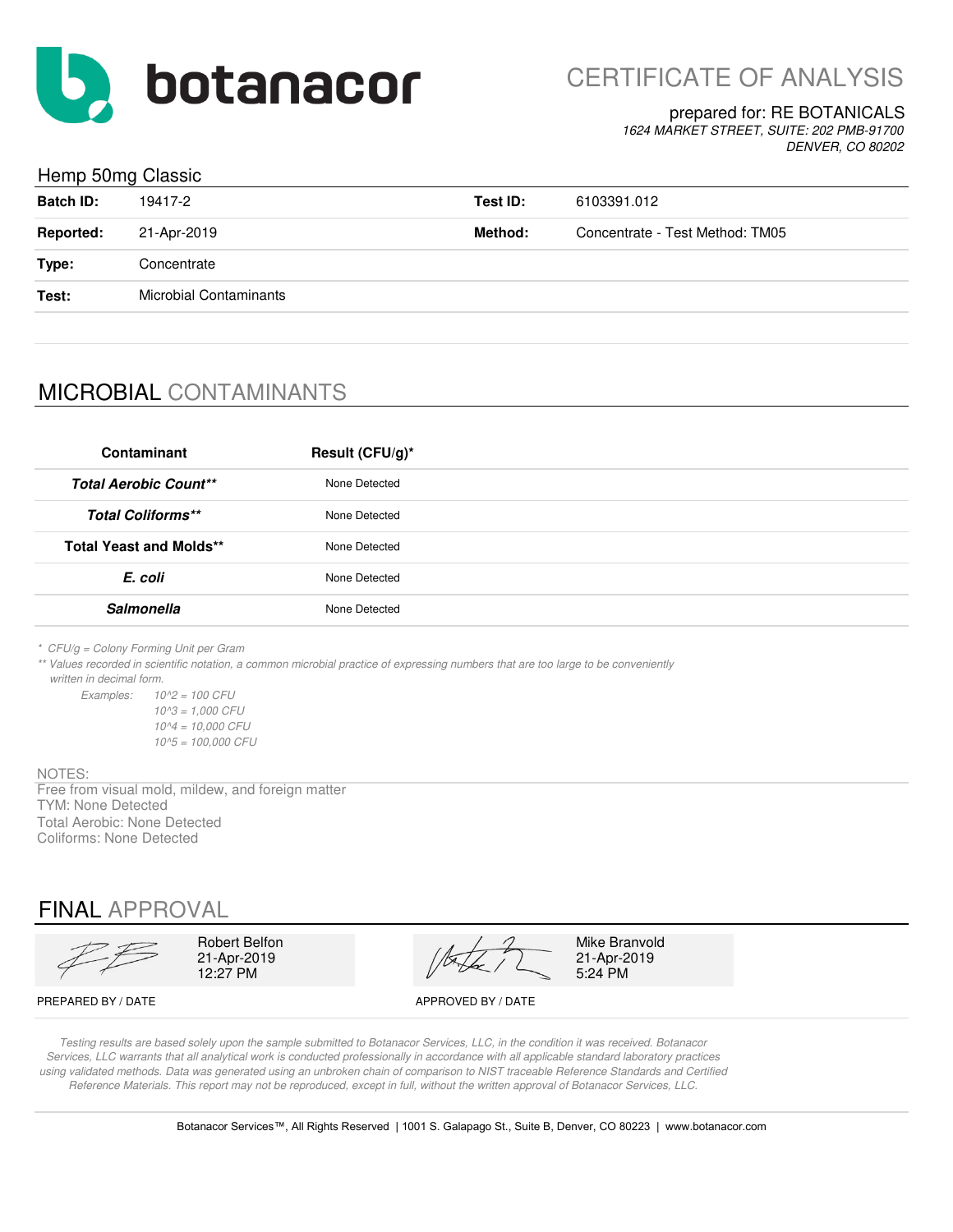# botanacor

CERTIFICATE OF ANALYSIS

prepared for: RE BOTANICALS
*1624 MARKET STREET, SUITE: 202 PMB-91700*
*DENVER, CO 80202*

## Hemp 50mg Classic

| | | | |
|---|---|---|---|
| **Batch ID:** | 19417-2 | **Test ID:** | 6103391.012 |
| **Reported:** | 21-Apr-2019 | **Method:** | Concentrate - Test Method: TM05 |
| **Type:** | Concentrate | | |
| **Test:** | Microbial Contaminants | | |

## MICROBIAL CONTAMINANTS

| Contaminant | Result (CFU/g)* |
|---|---|
| ***Total Aerobic Count**** | None Detected |
| ***Total Coliforms**** | None Detected |
| **Total Yeast and Molds**** | None Detected |
| ***E. coli*** | None Detected |
| ***Salmonella*** | None Detected |

*\* CFU/g = Colony Forming Unit per Gram*

*\*\* Values recorded in scientific notation, a common microbial practice of expressing numbers that are too large to be conveniently written in decimal form.*

*Examples: 10^2 = 100 CFU*
*10^3 = 1,000 CFU*
*10^4 = 10,000 CFU*
*10^5 = 100,000 CFU*

NOTES:

Free from visual mold, mildew, and foreign matter
TYM: None Detected
Total Aerobic: None Detected
Coliforms: None Detected

## FINAL APPROVAL

| | |
|---|---|
| Robert Belfon<br>21-Apr-2019<br>12:27 PM | Mike Branvold<br>21-Apr-2019<br>5:24 PM |
| PREPARED BY / DATE | APPROVED BY / DATE |

*Testing results are based solely upon the sample submitted to Botanacor Services, LLC, in the condition it was received. Botanacor Services, LLC warrants that all analytical work is conducted professionally in accordance with all applicable standard laboratory practices using validated methods. Data was generated using an unbroken chain of comparison to NIST traceable Reference Standards and Certified Reference Materials. This report may not be reproduced, except in full, without the written approval of Botanacor Services, LLC.*

Botanacor Services™, All Rights Reserved | 1001 S. Galapago St., Suite B, Denver, CO 80223 | www.botanacor.com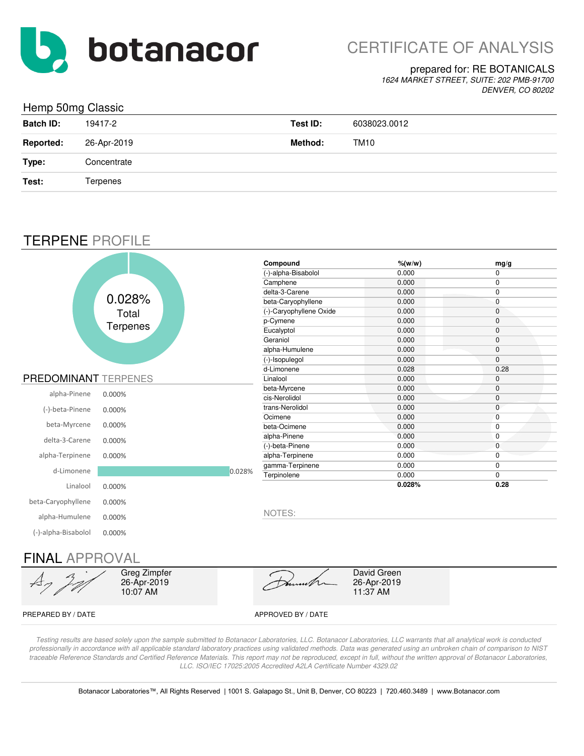# botanacor

CERTIFICATE OF ANALYSIS

prepared for: RE BOTANICALS
*1624 MARKET STREET, SUITE: 202 PMB-91700*
*DENVER, CO 80202*

## Hemp 50mg Classic

| | | | |
|---|---|---|---|
| **Batch ID:** | 19417-2 | **Test ID:** | 6038023.0012 |
| **Reported:** | 26-Apr-2019 | **Method:** | TM10 |
| **Type:** | Concentrate | | |
| **Test:** | Terpenes | | |

## TERPENE PROFILE

0.028% Total Terpenes

### PREDOMINANT TERPENES

| Terpene | % |
|---|---|
| alpha-Pinene | 0.000% |
| (-)-beta-Pinene | 0.000% |
| beta-Myrcene | 0.000% |
| delta-3-Carene | 0.000% |
| alpha-Terpinene | 0.000% |
| d-Limonene | 0.028% |
| Linalool | 0.000% |
| beta-Caryophyllene | 0.000% |
| alpha-Humulene | 0.000% |
| (-)-alpha-Bisabolol | 0.000% |

| Compound | %(w/w) | mg/g |
|---|---|---|
| (-)-alpha-Bisabolol | 0.000 | 0 |
| Camphene | 0.000 | 0 |
| delta-3-Carene | 0.000 | 0 |
| beta-Caryophyllene | 0.000 | 0 |
| (-)-Caryophyllene Oxide | 0.000 | 0 |
| p-Cymene | 0.000 | 0 |
| Eucalyptol | 0.000 | 0 |
| Geraniol | 0.000 | 0 |
| alpha-Humulene | 0.000 | 0 |
| (-)-Isopulegol | 0.000 | 0 |
| d-Limonene | 0.028 | 0.28 |
| Linalool | 0.000 | 0 |
| beta-Myrcene | 0.000 | 0 |
| cis-Nerolidol | 0.000 | 0 |
| trans-Nerolidol | 0.000 | 0 |
| Ocimene | 0.000 | 0 |
| beta-Ocimene | 0.000 | 0 |
| alpha-Pinene | 0.000 | 0 |
| (-)-beta-Pinene | 0.000 | 0 |
| alpha-Terpinene | 0.000 | 0 |
| gamma-Terpinene | 0.000 | 0 |
| Terpinolene | 0.000 | 0 |
| | **0.028%** | **0.28** |

NOTES:

## FINAL APPROVAL

| Greg Zimpfer 26-Apr-2019 10:07 AM | David Green 26-Apr-2019 11:37 AM |
|---|---|
| PREPARED BY / DATE | APPROVED BY / DATE |

*Testing results are based solely upon the sample submitted to Botanacor Laboratories, LLC. Botanacor Laboratories, LLC warrants that all analytical work is conducted professionally in accordance with all applicable standard laboratory practices using validated methods. Data was generated using an unbroken chain of comparison to NIST traceable Reference Standards and Certified Reference Materials. This report may not be reproduced, except in full, without the written approval of Botanacor Laboratories, LLC. ISO/IEC 17025:2005 Accredited A2LA Certificate Number 4329.02*

Botanacor Laboratories™, All Rights Reserved | 1001 S. Galapago St., Unit B, Denver, CO 80223 | 720.460.3489 | www.Botanacor.com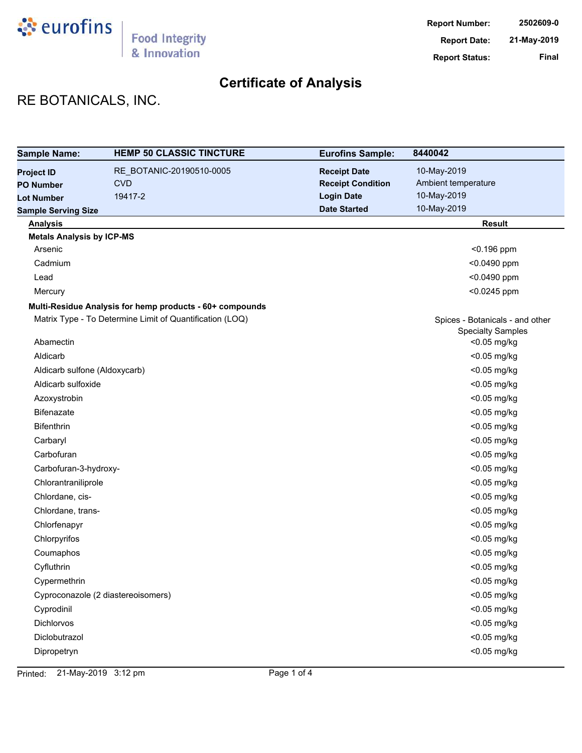**Report Number:** 2502609-0
**Report Date:** 21-May-2019
**Report Status:** Final

# Certificate of Analysis

## RE BOTANICALS, INC.

| Sample Name: | HEMP 50 CLASSIC TINCTURE | Eurofins Sample: | 8440042 |
|---|---|---|---|
| Project ID | RE_BOTANIC-20190510-0005 | Receipt Date | 10-May-2019 |
| PO Number | CVD | Receipt Condition | Ambient temperature |
| Lot Number | 19417-2 | Login Date | 10-May-2019 |
| Sample Serving Size | | Date Started | 10-May-2019 |

| Analysis | Result |
|---|---|
| **Metals Analysis by ICP-MS** | |
| Arsenic | <0.196 ppm |
| Cadmium | <0.0490 ppm |
| Lead | <0.0490 ppm |
| Mercury | <0.0245 ppm |
| **Multi-Residue Analysis for hemp products - 60+ compounds** | |
| Matrix Type - To Determine Limit of Quantification (LOQ) | Spices - Botanicals - and other Specialty Samples |
| Abamectin | <0.05 mg/kg |
| Aldicarb | <0.05 mg/kg |
| Aldicarb sulfone (Aldoxycarb) | <0.05 mg/kg |
| Aldicarb sulfoxide | <0.05 mg/kg |
| Azoxystrobin | <0.05 mg/kg |
| Bifenazate | <0.05 mg/kg |
| Bifenthrin | <0.05 mg/kg |
| Carbaryl | <0.05 mg/kg |
| Carbofuran | <0.05 mg/kg |
| Carbofuran-3-hydroxy- | <0.05 mg/kg |
| Chlorantraniliprole | <0.05 mg/kg |
| Chlordane, cis- | <0.05 mg/kg |
| Chlordane, trans- | <0.05 mg/kg |
| Chlorfenapyr | <0.05 mg/kg |
| Chlorpyrifos | <0.05 mg/kg |
| Coumaphos | <0.05 mg/kg |
| Cyfluthrin | <0.05 mg/kg |
| Cypermethrin | <0.05 mg/kg |
| Cyproconazole (2 diastereoisomers) | <0.05 mg/kg |
| Cyprodinil | <0.05 mg/kg |
| Dichlorvos | <0.05 mg/kg |
| Diclobutrazol | <0.05 mg/kg |
| Dipropetryn | <0.05 mg/kg |

Printed: 21-May-2019 3:12 pm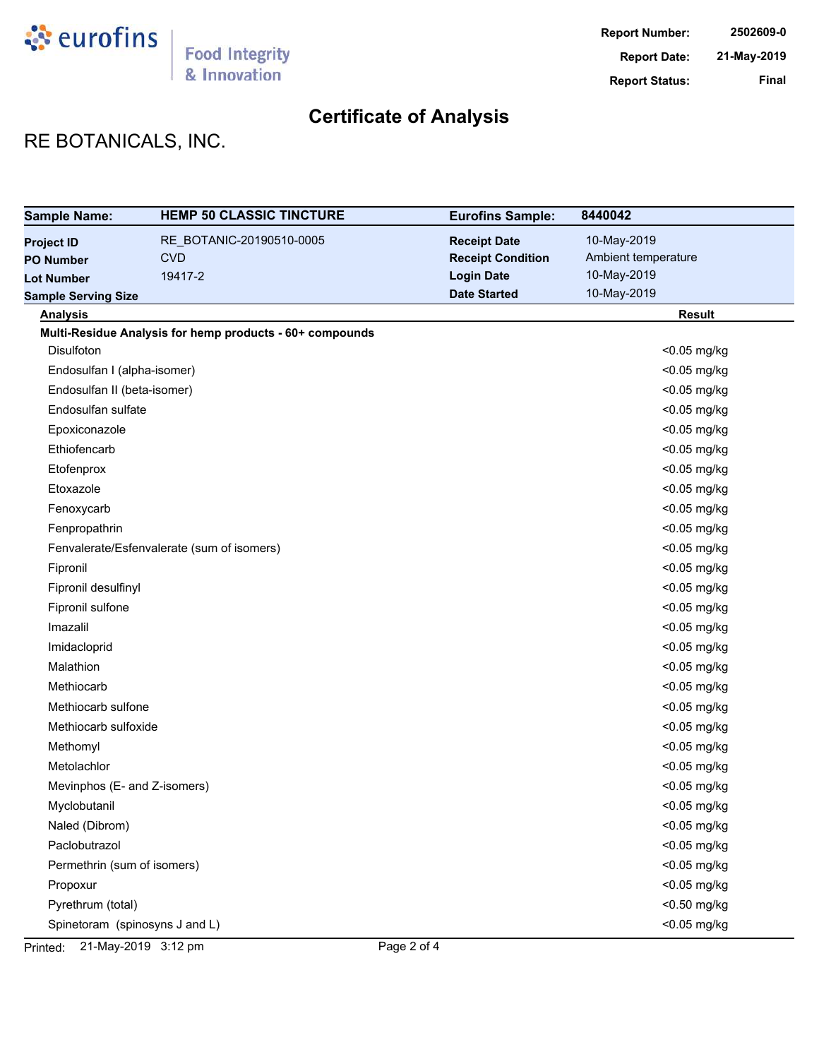**Report Number:** 2502609-0
**Report Date:** 21-May-2019
**Report Status:** Final

# Certificate of Analysis

## RE BOTANICALS, INC.

| **Sample Name:** | **HEMP 50 CLASSIC TINCTURE** | **Eurofins Sample:** | **8440042** |
|---|---|---|---|
| **Project ID** | RE_BOTANIC-20190510-0005 | **Receipt Date** | 10-May-2019 |
| **PO Number** | CVD | **Receipt Condition** | Ambient temperature |
| **Lot Number** | 19417-2 | **Login Date** | 10-May-2019 |
| **Sample Serving Size** | | **Date Started** | 10-May-2019 |

| Analysis | Result |
|---|---|
| **Multi-Residue Analysis for hemp products - 60+ compounds** | |
| Disulfoton | <0.05 mg/kg |
| Endosulfan I (alpha-isomer) | <0.05 mg/kg |
| Endosulfan II (beta-isomer) | <0.05 mg/kg |
| Endosulfan sulfate | <0.05 mg/kg |
| Epoxiconazole | <0.05 mg/kg |
| Ethiofencarb | <0.05 mg/kg |
| Etofenprox | <0.05 mg/kg |
| Etoxazole | <0.05 mg/kg |
| Fenoxycarb | <0.05 mg/kg |
| Fenpropathrin | <0.05 mg/kg |
| Fenvalerate/Esfenvalerate (sum of isomers) | <0.05 mg/kg |
| Fipronil | <0.05 mg/kg |
| Fipronil desulfinyl | <0.05 mg/kg |
| Fipronil sulfone | <0.05 mg/kg |
| Imazalil | <0.05 mg/kg |
| Imidacloprid | <0.05 mg/kg |
| Malathion | <0.05 mg/kg |
| Methiocarb | <0.05 mg/kg |
| Methiocarb sulfone | <0.05 mg/kg |
| Methiocarb sulfoxide | <0.05 mg/kg |
| Methomyl | <0.05 mg/kg |
| Metolachlor | <0.05 mg/kg |
| Mevinphos (E- and Z-isomers) | <0.05 mg/kg |
| Myclobutanil | <0.05 mg/kg |
| Naled (Dibrom) | <0.05 mg/kg |
| Paclobutrazol | <0.05 mg/kg |
| Permethrin (sum of isomers) | <0.05 mg/kg |
| Propoxur | <0.05 mg/kg |
| Pyrethrum (total) | <0.50 mg/kg |
| Spinetoram (spinosyns J and L) | <0.05 mg/kg |

Printed: 21-May-2019 3:12 pm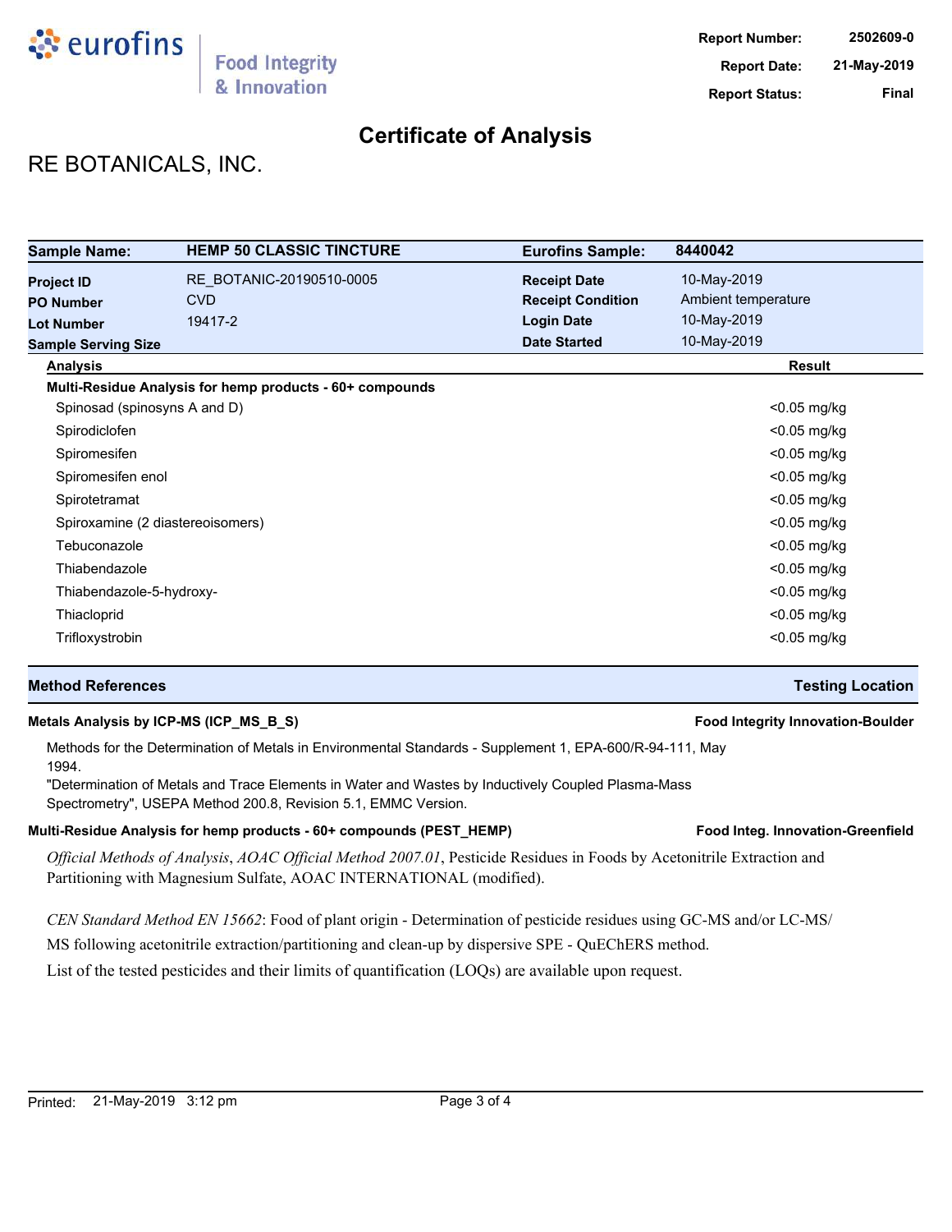**Report Number:** 2502609-0
**Report Date:** 21-May-2019
**Report Status:** Final

# Certificate of Analysis

## RE BOTANICALS, INC.

| **Sample Name:** | **HEMP 50 CLASSIC TINCTURE** | **Eurofins Sample:** | **8440042** |
|---|---|---|---|
| **Project ID** | RE_BOTANIC-20190510-0005 | **Receipt Date** | 10-May-2019 |
| **PO Number** | CVD | **Receipt Condition** | Ambient temperature |
| **Lot Number** | 19417-2 | **Login Date** | 10-May-2019 |
| **Sample Serving Size** | | **Date Started** | 10-May-2019 |

| Analysis | Result |
|---|---|
| **Multi-Residue Analysis for hemp products - 60+ compounds** | |
| Spinosad (spinosyns A and D) | <0.05 mg/kg |
| Spirodiclofen | <0.05 mg/kg |
| Spiromesifen | <0.05 mg/kg |
| Spiromesifen enol | <0.05 mg/kg |
| Spirotetramat | <0.05 mg/kg |
| Spiroxamine (2 diastereoisomers) | <0.05 mg/kg |
| Tebuconazole | <0.05 mg/kg |
| Thiabendazole | <0.05 mg/kg |
| Thiabendazole-5-hydroxy- | <0.05 mg/kg |
| Thiacloprid | <0.05 mg/kg |
| Trifloxystrobin | <0.05 mg/kg |

## Method References — Testing Location

**Metals Analysis by ICP-MS (ICP_MS_B_S)** — **Food Integrity Innovation-Boulder**

Methods for the Determination of Metals in Environmental Standards - Supplement 1, EPA-600/R-94-111, May 1994.
"Determination of Metals and Trace Elements in Water and Wastes by Inductively Coupled Plasma-Mass Spectrometry", USEPA Method 200.8, Revision 5.1, EMMC Version.

**Multi-Residue Analysis for hemp products - 60+ compounds (PEST_HEMP)** — **Food Integ. Innovation-Greenfield**

*Official Methods of Analysis*, *AOAC Official Method 2007.01*, Pesticide Residues in Foods by Acetonitrile Extraction and Partitioning with Magnesium Sulfate, AOAC INTERNATIONAL (modified).

*CEN Standard Method EN 15662*: Food of plant origin - Determination of pesticide residues using GC-MS and/or LC-MS/MS following acetonitrile extraction/partitioning and clean-up by dispersive SPE - QuEChERS method.

List of the tested pesticides and their limits of quantification (LOQs) are available upon request.

Printed: 21-May-2019 3:12 pm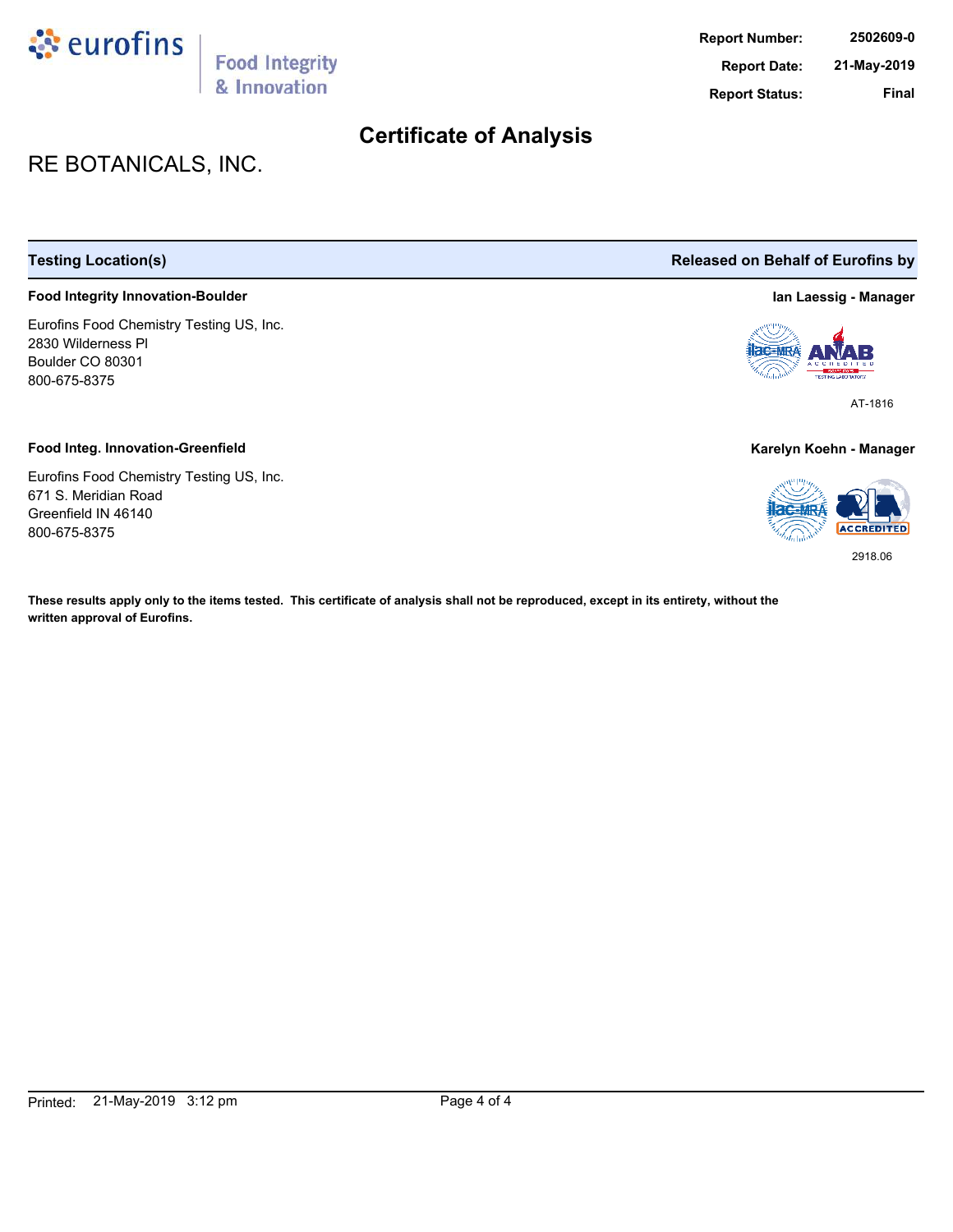eurofins | Food Integrity & Innovation

**Report Number:** 2502609-0
**Report Date:** 21-May-2019
**Report Status:** Final

# Certificate of Analysis

## RE BOTANICALS, INC.

| Testing Location(s) | Released on Behalf of Eurofins by |
|---|---|
| **Food Integrity Innovation-Boulder** | **Ian Laessig - Manager** |
| Eurofins Food Chemistry Testing US, Inc.<br>2830 Wilderness Pl<br>Boulder CO 80301<br>800-675-8375 | AT-1816 |
| **Food Integ. Innovation-Greenfield** | **Karelyn Koehn - Manager** |
| Eurofins Food Chemistry Testing US, Inc.<br>671 S. Meridian Road<br>Greenfield IN 46140<br>800-675-8375 | 2918.06 |

**These results apply only to the items tested. This certificate of analysis shall not be reproduced, except in its entirety, without the written approval of Eurofins.**

Printed: 21-May-2019 3:12 pm